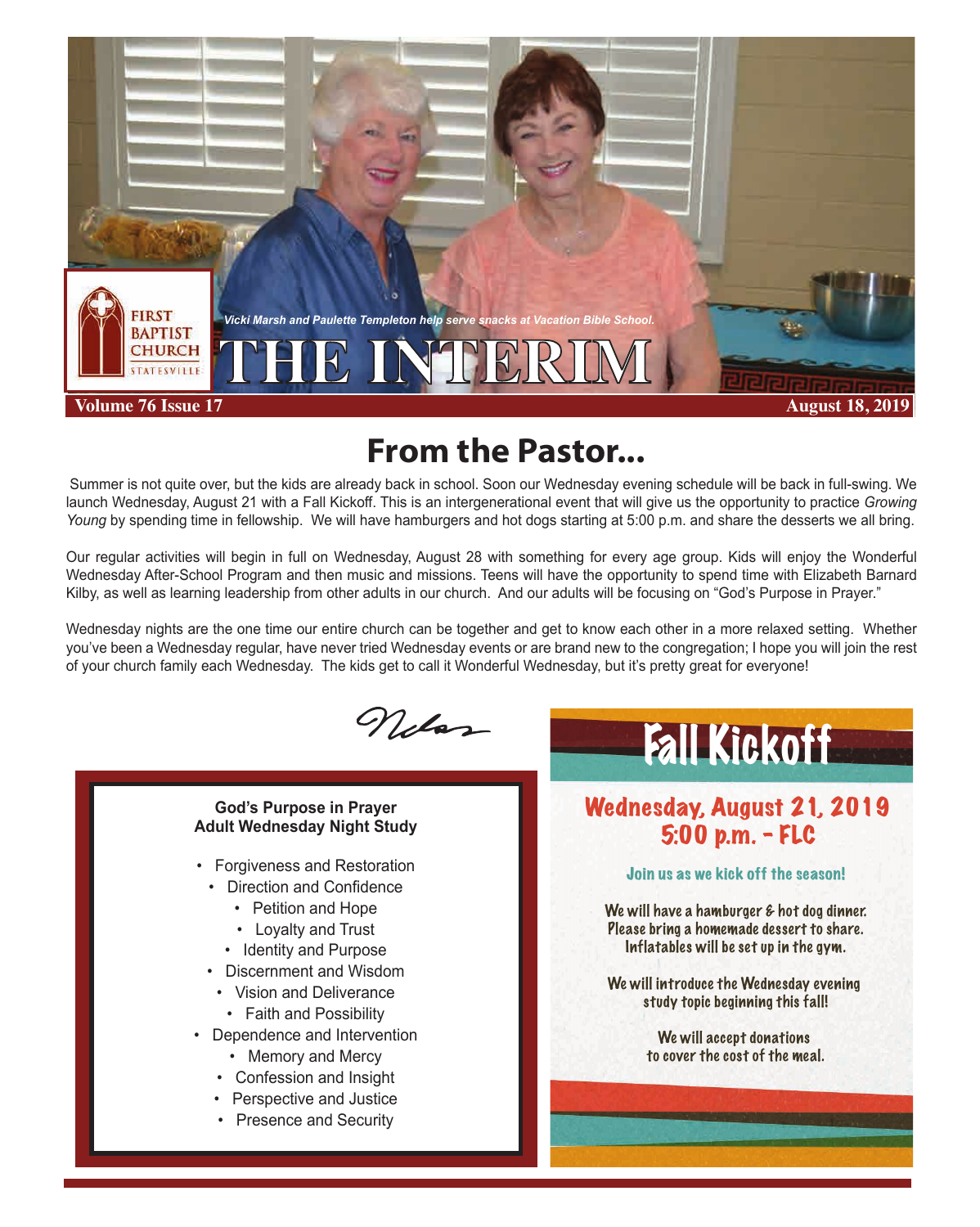# THE INTERIM

First Baptist Church Statesville

*Vicki Marsh and Paulette Templeton help serve snacks at Vacation Bible School.*

**Volume 76 Issue 17** **August 18, 2019**

## From the Pastor...

Summer is not quite over, but the kids are already back in school. Soon our Wednesday evening schedule will be back in full-swing. We launch Wednesday, August 21 with a Fall Kickoff. This is an intergenerational event that will give us the opportunity to practice *Growing Young* by spending time in fellowship. We will have hamburgers and hot dogs starting at 5:00 p.m. and share the desserts we all bring.

Our regular activities will begin in full on Wednesday, August 28 with something for every age group. Kids will enjoy the Wonderful Wednesday After-School Program and then music and missions. Teens will have the opportunity to spend time with Elizabeth Barnard Kilby, as well as learning leadership from other adults in our church. And our adults will be focusing on "God's Purpose in Prayer."

Wednesday nights are the one time our entire church can be together and get to know each other in a more relaxed setting. Whether you've been a Wednesday regular, have never tried Wednesday events or are brand new to the congregation; I hope you will join the rest of your church family each Wednesday. The kids get to call it Wonderful Wednesday, but it's pretty great for everyone!

Niles

**God's Purpose in Prayer**
**Adult Wednesday Night Study**

- Forgiveness and Restoration
- Direction and Confidence
- Petition and Hope
- Loyalty and Trust
- Identity and Purpose
- Discernment and Wisdom
- Vision and Deliverance
- Faith and Possibility
- Dependence and Intervention
- Memory and Mercy
- Confession and Insight
- Perspective and Justice
- Presence and Security

## Fall Kickoff

### Wednesday, August 21, 2019
### 5:00 p.m. - FLC

**Join us as we kick off the season!**

We will have a hamburger & hot dog dinner. Please bring a homemade dessert to share. Inflatables will be set up in the gym.

We will introduce the Wednesday evening study topic beginning this fall!

We will accept donations to cover the cost of the meal.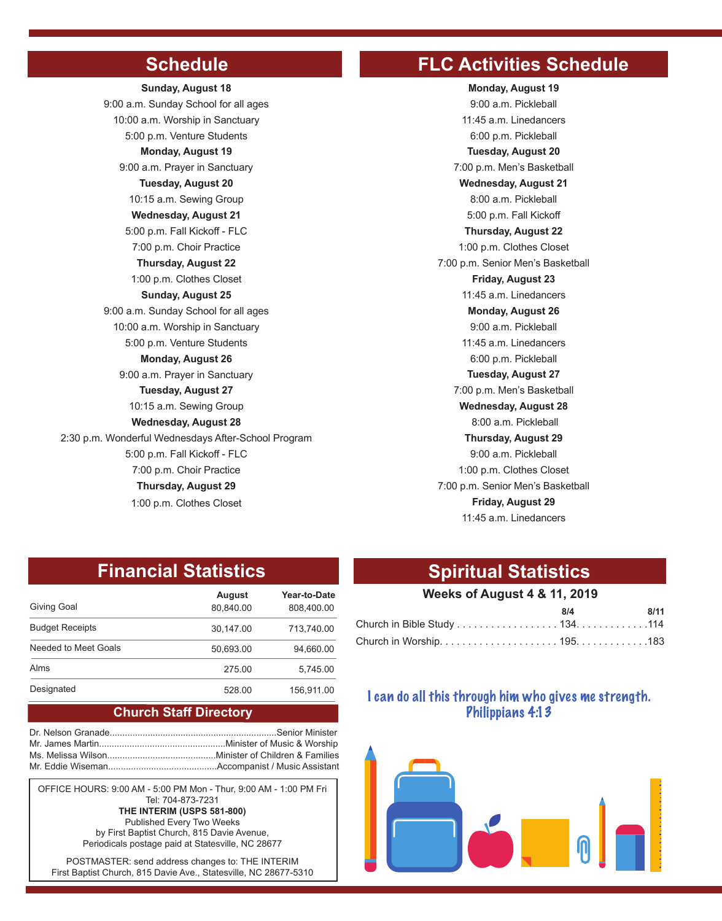## Schedule

**Sunday, August 18**
9:00 a.m. Sunday School for all ages
10:00 a.m. Worship in Sanctuary
5:00 p.m. Venture Students

**Monday, August 19**
9:00 a.m. Prayer in Sanctuary

**Tuesday, August 20**
10:15 a.m. Sewing Group

**Wednesday, August 21**
5:00 p.m. Fall Kickoff - FLC
7:00 p.m. Choir Practice

**Thursday, August 22**
1:00 p.m. Clothes Closet

**Sunday, August 25**
9:00 a.m. Sunday School for all ages
10:00 a.m. Worship in Sanctuary
5:00 p.m. Venture Students

**Monday, August 26**
9:00 a.m. Prayer in Sanctuary

**Tuesday, August 27**
10:15 a.m. Sewing Group

**Wednesday, August 28**
2:30 p.m. Wonderful Wednesdays After-School Program
5:00 p.m. Fall Kickoff - FLC
7:00 p.m. Choir Practice

**Thursday, August 29**
1:00 p.m. Clothes Closet

## FLC Activities Schedule

**Monday, August 19**
9:00 a.m. Pickleball
11:45 a.m. Linedancers
6:00 p.m. Pickleball

**Tuesday, August 20**
7:00 p.m. Men's Basketball

**Wednesday, August 21**
8:00 a.m. Pickleball
5:00 p.m. Fall Kickoff

**Thursday, August 22**
1:00 p.m. Clothes Closet
7:00 p.m. Senior Men's Basketball

**Friday, August 23**
11:45 a.m. Linedancers

**Monday, August 26**
9:00 a.m. Pickleball
11:45 a.m. Linedancers
6:00 p.m. Pickleball

**Tuesday, August 27**
7:00 p.m. Men's Basketball

**Wednesday, August 28**
8:00 a.m. Pickleball

**Thursday, August 29**
9:00 a.m. Pickleball
1:00 p.m. Clothes Closet
7:00 p.m. Senior Men's Basketball

**Friday, August 29**
11:45 a.m. Linedancers

## Financial Statistics

| | August | Year-to-Date |
|---|---|---|
| Giving Goal | 80,840.00 | 808,400.00 |
| Budget Receipts | 30,147.00 | 713,740.00 |
| Needed to Meet Goals | 50,693.00 | 94,660.00 |
| Alms | 275.00 | 5,745.00 |
| Designated | 528.00 | 156,911.00 |

## Church Staff Directory

Dr. Nelson Granade.................Senior Minister
Mr. James Martin.................Minister of Music & Worship
Ms. Melissa Wilson.................Minister of Children & Families
Mr. Eddie Wiseman.................Accompanist / Music Assistant

OFFICE HOURS: 9:00 AM - 5:00 PM Mon - Thur, 9:00 AM - 1:00 PM Fri
Tel: 704-873-7231
**THE INTERIM (USPS 581-800)**
Published Every Two Weeks
by First Baptist Church, 815 Davie Avenue,
Periodicals postage paid at Statesville, NC 28677

POSTMASTER: send address changes to: THE INTERIM
First Baptist Church, 815 Davie Ave., Statesville, NC 28677-5310

## Spiritual Statistics

**Weeks of August 4 & 11, 2019**

| | 8/4 | 8/11 |
|---|---|---|
| Church in Bible Study | 134 | 114 |
| Church in Worship | 195 | 183 |

I can do all this through him who gives me strength.
Philippians 4:13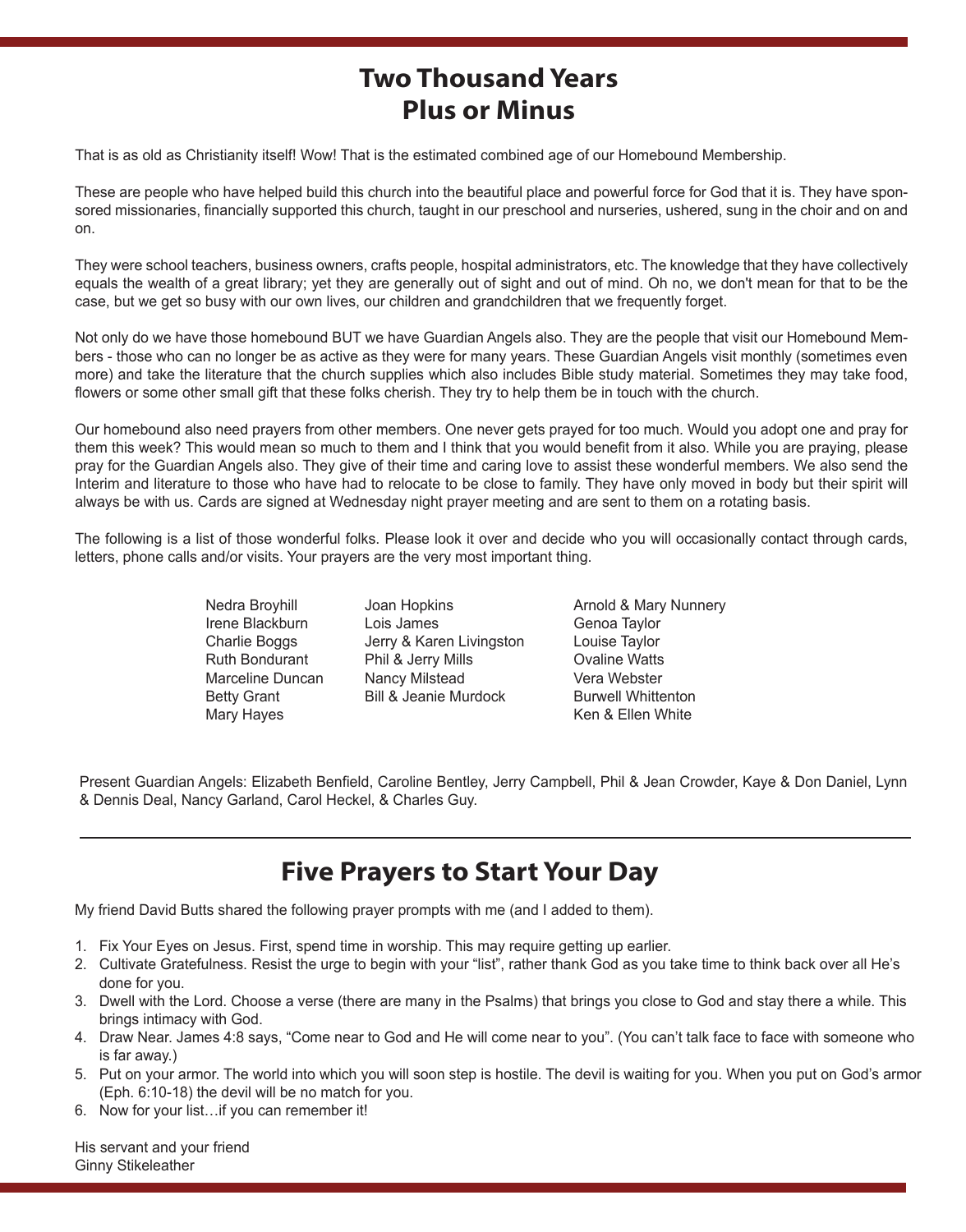# Two Thousand Years Plus or Minus

That is as old as Christianity itself! Wow! That is the estimated combined age of our Homebound Membership.

These are people who have helped build this church into the beautiful place and powerful force for God that it is. They have sponsored missionaries, financially supported this church, taught in our preschool and nurseries, ushered, sung in the choir and on and on.

They were school teachers, business owners, crafts people, hospital administrators, etc. The knowledge that they have collectively equals the wealth of a great library; yet they are generally out of sight and out of mind. Oh no, we don't mean for that to be the case, but we get so busy with our own lives, our children and grandchildren that we frequently forget.

Not only do we have those homebound BUT we have Guardian Angels also. They are the people that visit our Homebound Members - those who can no longer be as active as they were for many years. These Guardian Angels visit monthly (sometimes even more) and take the literature that the church supplies which also includes Bible study material. Sometimes they may take food, flowers or some other small gift that these folks cherish. They try to help them be in touch with the church.

Our homebound also need prayers from other members. One never gets prayed for too much. Would you adopt one and pray for them this week? This would mean so much to them and I think that you would benefit from it also. While you are praying, please pray for the Guardian Angels also. They give of their time and caring love to assist these wonderful members. We also send the Interim and literature to those who have had to relocate to be close to family. They have only moved in body but their spirit will always be with us. Cards are signed at Wednesday night prayer meeting and are sent to them on a rotating basis.

The following is a list of those wonderful folks. Please look it over and decide who you will occasionally contact through cards, letters, phone calls and/or visits. Your prayers are the very most important thing.

Nedra Broyhill
Irene Blackburn
Charlie Boggs
Ruth Bondurant
Marceline Duncan
Betty Grant
Mary Hayes
Joan Hopkins
Lois James
Jerry & Karen Livingston
Phil & Jerry Mills
Nancy Milstead
Bill & Jeanie Murdock
Arnold & Mary Nunnery
Genoa Taylor
Louise Taylor
Ovaline Watts
Vera Webster
Burwell Whittenton
Ken & Ellen White

Present Guardian Angels: Elizabeth Benfield, Caroline Bentley, Jerry Campbell, Phil & Jean Crowder, Kaye & Don Daniel, Lynn & Dennis Deal, Nancy Garland, Carol Heckel, & Charles Guy.

---

# Five Prayers to Start Your Day

My friend David Butts shared the following prayer prompts with me (and I added to them).

1. Fix Your Eyes on Jesus. First, spend time in worship. This may require getting up earlier.
2. Cultivate Gratefulness. Resist the urge to begin with your "list", rather thank God as you take time to think back over all He's done for you.
3. Dwell with the Lord. Choose a verse (there are many in the Psalms) that brings you close to God and stay there a while. This brings intimacy with God.
4. Draw Near. James 4:8 says, "Come near to God and He will come near to you". (You can't talk face to face with someone who is far away.)
5. Put on your armor. The world into which you will soon step is hostile. The devil is waiting for you. When you put on God's armor (Eph. 6:10-18) the devil will be no match for you.
6. Now for your list…if you can remember it!

His servant and your friend
Ginny Stikeleather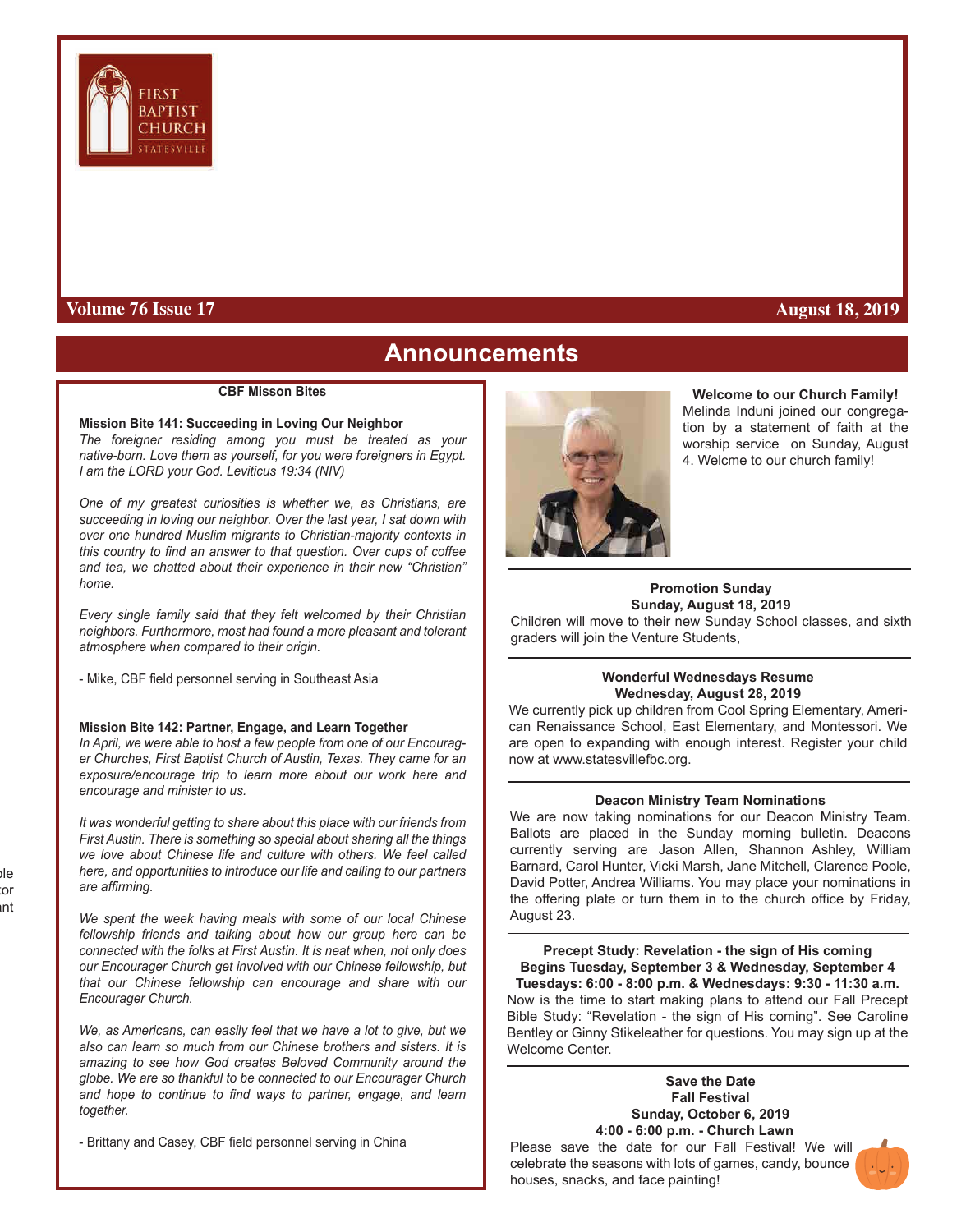FIRST BAPTIST CHURCH STATESVILLE

Volume 76 Issue 17 August 18, 2019

# Announcements

## CBF Misson Bites

**Mission Bite 141: Succeeding in Loving Our Neighbor**

*The foreigner residing among you must be treated as your native-born. Love them as yourself, for you were foreigners in Egypt. I am the LORD your God. Leviticus 19:34 (NIV)*

*One of my greatest curiosities is whether we, as Christians, are succeeding in loving our neighbor. Over the last year, I sat down with over one hundred Muslim migrants to Christian-majority contexts in this country to find an answer to that question. Over cups of coffee and tea, we chatted about their experience in their new "Christian" home.*

*Every single family said that they felt welcomed by their Christian neighbors. Furthermore, most had found a more pleasant and tolerant atmosphere when compared to their origin.*

- Mike, CBF field personnel serving in Southeast Asia

**Mission Bite 142: Partner, Engage, and Learn Together**

*In April, we were able to host a few people from one of our Encourager Churches, First Baptist Church of Austin, Texas. They came for an exposure/encourage trip to learn more about our work here and encourage and minister to us.*

*It was wonderful getting to share about this place with our friends from First Austin. There is something so special about sharing all the things we love about Chinese life and culture with others. We feel called here, and opportunities to introduce our life and calling to our partners are affirming.*

*We spent the week having meals with some of our local Chinese fellowship friends and talking about how our group here can be connected with the folks at First Austin. It is neat when, not only does our Encourager Church get involved with our Chinese fellowship, but that our Chinese fellowship can encourage and share with our Encourager Church.*

*We, as Americans, can easily feel that we have a lot to give, but we also can learn so much from our Chinese brothers and sisters. It is amazing to see how God creates Beloved Community around the globe. We are so thankful to be connected to our Encourager Church and hope to continue to find ways to partner, engage, and learn together.*

- Brittany and Casey, CBF field personnel serving in China

**Welcome to our Church Family!**

Melinda Induni joined our congregation by a statement of faith at the worship service on Sunday, August 4. Welcme to our church family!

**Promotion Sunday**
**Sunday, August 18, 2019**

Children will move to their new Sunday School classes, and sixth graders will join the Venture Students,

**Wonderful Wednesdays Resume**
**Wednesday, August 28, 2019**

We currently pick up children from Cool Spring Elementary, American Renaissance School, East Elementary, and Montessori. We are open to expanding with enough interest. Register your child now at www.statesvillefbc.org.

**Deacon Ministry Team Nominations**

We are now taking nominations for our Deacon Ministry Team. Ballots are placed in the Sunday morning bulletin. Deacons currently serving are Jason Allen, Shannon Ashley, William Barnard, Carol Hunter, Vicki Marsh, Jane Mitchell, Clarence Poole, David Potter, Andrea Williams. You may place your nominations in the offering plate or turn them in to the church office by Friday, August 23.

**Precept Study: Revelation - the sign of His coming**
**Begins Tuesday, September 3 & Wednesday, September 4**
**Tuesdays: 6:00 - 8:00 p.m. & Wednesdays: 9:30 - 11:30 a.m.**

Now is the time to start making plans to attend our Fall Precept Bible Study: "Revelation - the sign of His coming". See Caroline Bentley or Ginny Stikeleather for questions. You may sign up at the Welcome Center.

**Save the Date**
**Fall Festival**
**Sunday, October 6, 2019**
**4:00 - 6:00 p.m. - Church Lawn**

Please save the date for our Fall Festival! We will celebrate the seasons with lots of games, candy, bounce houses, snacks, and face painting!